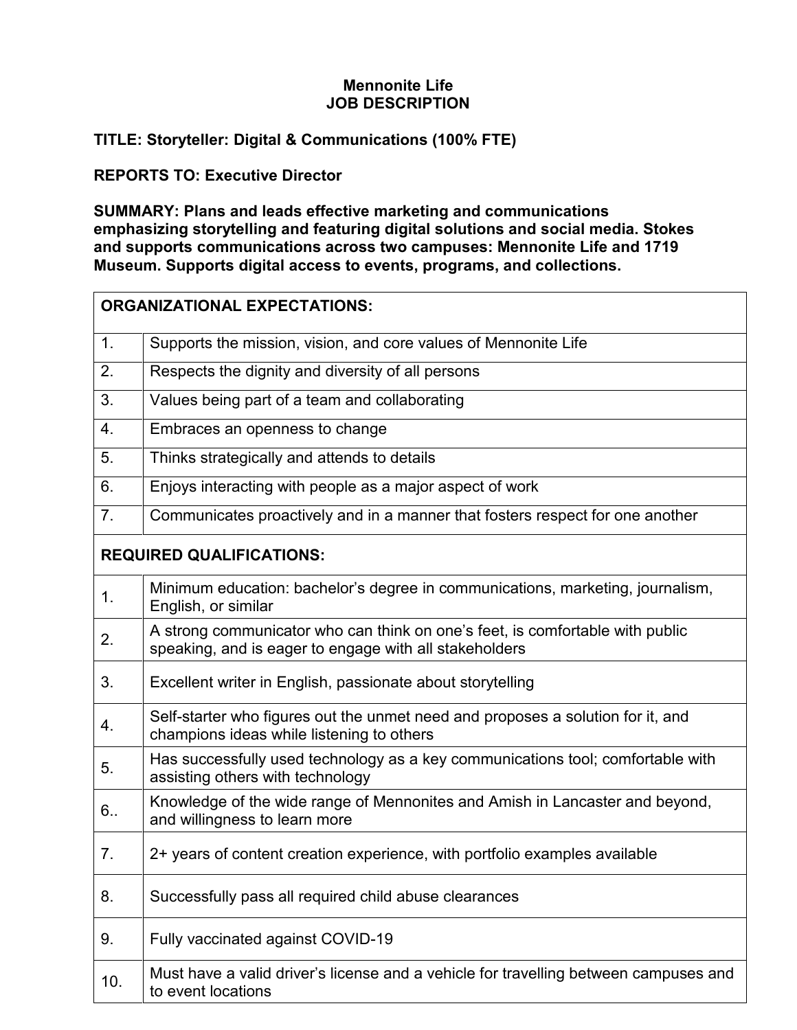**Mennonite Life**
**JOB DESCRIPTION**

**TITLE: Storyteller: Digital & Communications (100% FTE)**

**REPORTS TO: Executive Director**

**SUMMARY: Plans and leads effective marketing and communications emphasizing storytelling and featuring digital solutions and social media. Stokes and supports communications across two campuses: Mennonite Life and 1719 Museum. Supports digital access to events, programs, and collections.**

| **ORGANIZATIONAL EXPECTATIONS:** | |
|---|---|
| 1. | Supports the mission, vision, and core values of Mennonite Life |
| 2. | Respects the dignity and diversity of all persons |
| 3. | Values being part of a team and collaborating |
| 4. | Embraces an openness to change |
| 5. | Thinks strategically and attends to details |
| 6. | Enjoys interacting with people as a major aspect of work |
| 7. | Communicates proactively and in a manner that fosters respect for one another |
| **REQUIRED QUALIFICATIONS:** | |
| 1. | Minimum education: bachelor's degree in communications, marketing, journalism, English, or similar |
| 2. | A strong communicator who can think on one's feet, is comfortable with public speaking, and is eager to engage with all stakeholders |
| 3. | Excellent writer in English, passionate about storytelling |
| 4. | Self-starter who figures out the unmet need and proposes a solution for it, and champions ideas while listening to others |
| 5. | Has successfully used technology as a key communications tool; comfortable with assisting others with technology |
| 6.. | Knowledge of the wide range of Mennonites and Amish in Lancaster and beyond, and willingness to learn more |
| 7. | 2+ years of content creation experience, with portfolio examples available |
| 8. | Successfully pass all required child abuse clearances |
| 9. | Fully vaccinated against COVID-19 |
| 10. | Must have a valid driver's license and a vehicle for travelling between campuses and to event locations |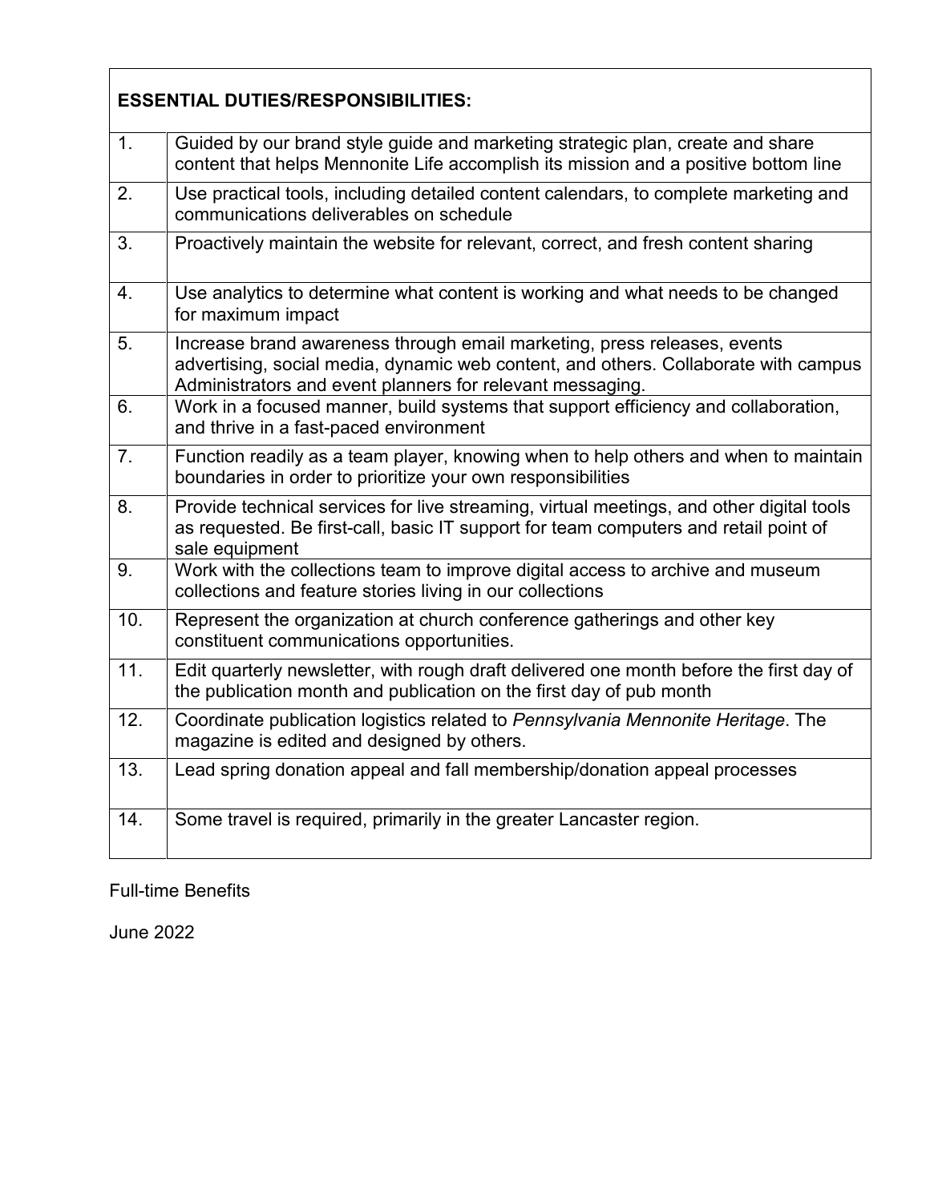| ESSENTIAL DUTIES/RESPONSIBILITIES: | |
|---|---|
| 1. | Guided by our brand style guide and marketing strategic plan, create and share content that helps Mennonite Life accomplish its mission and a positive bottom line |
| 2. | Use practical tools, including detailed content calendars, to complete marketing and communications deliverables on schedule |
| 3. | Proactively maintain the website for relevant, correct, and fresh content sharing |
| 4. | Use analytics to determine what content is working and what needs to be changed for maximum impact |
| 5. | Increase brand awareness through email marketing, press releases, events advertising, social media, dynamic web content, and others. Collaborate with campus Administrators and event planners for relevant messaging. |
| 6. | Work in a focused manner, build systems that support efficiency and collaboration, and thrive in a fast-paced environment |
| 7. | Function readily as a team player, knowing when to help others and when to maintain boundaries in order to prioritize your own responsibilities |
| 8. | Provide technical services for live streaming, virtual meetings, and other digital tools as requested. Be first-call, basic IT support for team computers and retail point of sale equipment |
| 9. | Work with the collections team to improve digital access to archive and museum collections and feature stories living in our collections |
| 10. | Represent the organization at church conference gatherings and other key constituent communications opportunities. |
| 11. | Edit quarterly newsletter, with rough draft delivered one month before the first day of the publication month and publication on the first day of pub month |
| 12. | Coordinate publication logistics related to *Pennsylvania Mennonite Heritage*. The magazine is edited and designed by others. |
| 13. | Lead spring donation appeal and fall membership/donation appeal processes |
| 14. | Some travel is required, primarily in the greater Lancaster region. |

Full-time Benefits

June 2022